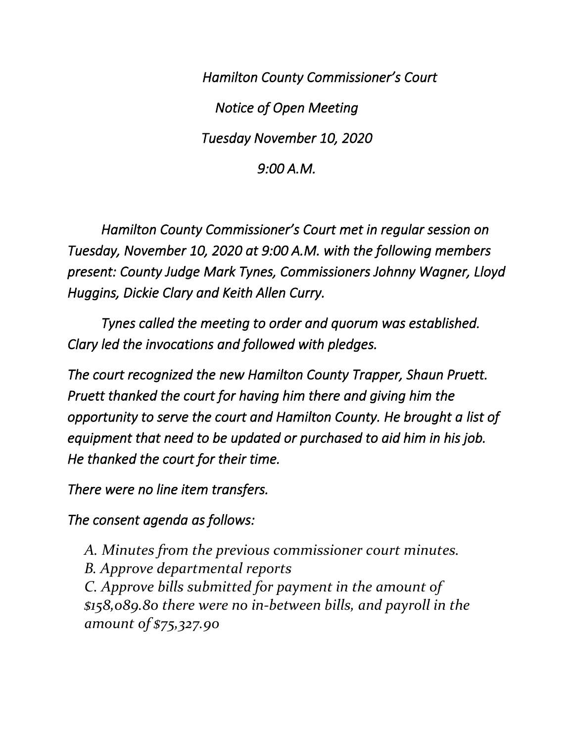*Hamilton County Commissioner's Court*

*Notice of Open Meeting*

*Tuesday November 10, 2020*

*9:00 A.M.*

*Hamilton County Commissioner's Court met in regular session on Tuesday, November 10, 2020 at 9:00 A.M. with the following members present: County Judge Mark Tynes, Commissioners Johnny Wagner, Lloyd Huggins, Dickie Clary and Keith Allen Curry.*

*Tynes called the meeting to order and quorum was established. Clary led the invocations and followed with pledges.*

*The court recognized the new Hamilton County Trapper, Shaun Pruett. Pruett thanked the court for having him there and giving him the opportunity to serve the court and Hamilton County. He brought a list of equipment that need to be updated or purchased to aid him in his job. He thanked the court for their time.*

*There were no line item transfers.*

*The consent agenda as follows:*

*A. Minutes from the previous commissioner court minutes.*
*B. Approve departmental reports*
*C. Approve bills submitted for payment in the amount of $158,089.80 there were no in-between bills, and payroll in the amount of $75,327.90*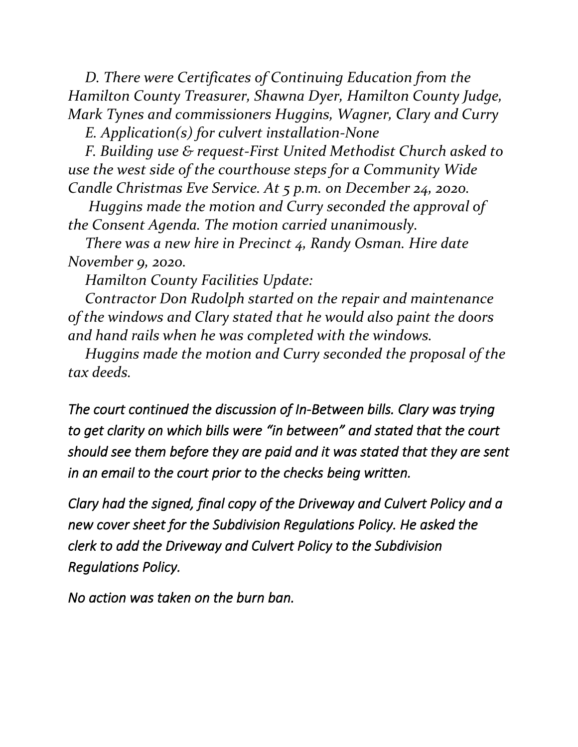*D. There were Certificates of Continuing Education from the Hamilton County Treasurer, Shawna Dyer, Hamilton County Judge, Mark Tynes and commissioners Huggins, Wagner, Clary and Curry*

*E. Application(s) for culvert installation-None*

*F. Building use & request-First United Methodist Church asked to use the west side of the courthouse steps for a Community Wide Candle Christmas Eve Service. At 5 p.m. on December 24, 2020.*

*Huggins made the motion and Curry seconded the approval of the Consent Agenda. The motion carried unanimously.*

*There was a new hire in Precinct 4, Randy Osman. Hire date November 9, 2020.*

*Hamilton County Facilities Update:*

*Contractor Don Rudolph started on the repair and maintenance of the windows and Clary stated that he would also paint the doors and hand rails when he was completed with the windows.*

*Huggins made the motion and Curry seconded the proposal of the tax deeds.*

*The court continued the discussion of In-Between bills. Clary was trying to get clarity on which bills were "in between" and stated that the court should see them before they are paid and it was stated that they are sent in an email to the court prior to the checks being written.*

*Clary had the signed, final copy of the Driveway and Culvert Policy and a new cover sheet for the Subdivision Regulations Policy. He asked the clerk to add the Driveway and Culvert Policy to the Subdivision Regulations Policy.*

*No action was taken on the burn ban.*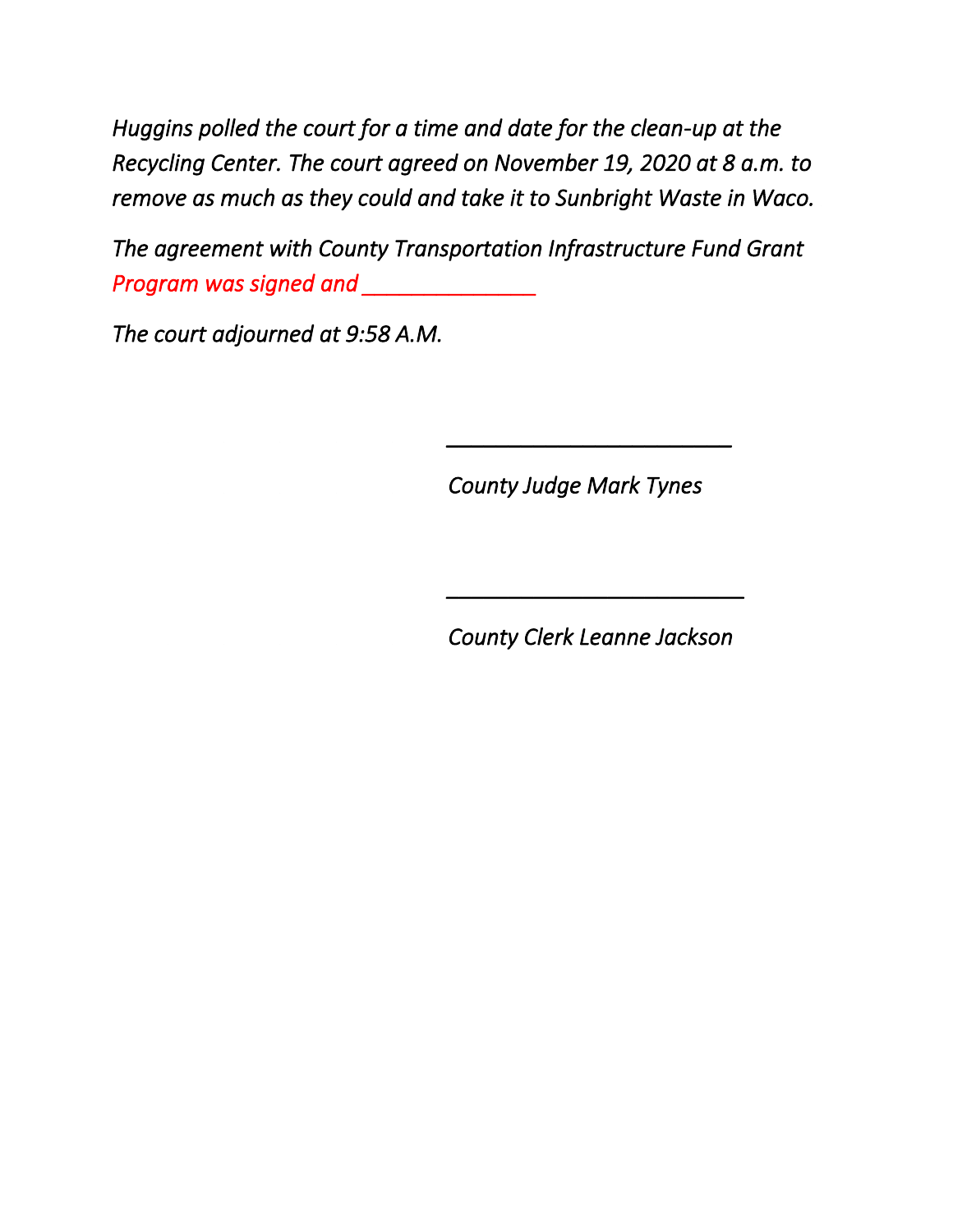*Huggins polled the court for a time and date for the clean-up at the Recycling Center. The court agreed on November 19, 2020 at 8 a.m. to remove as much as they could and take it to Sunbright Waste in Waco.*

*The agreement with County Transportation Infrastructure Fund Grant Program was signed and _______________*

*The court adjourned at 9:58 A.M.*

_________________________

*County Judge Mark Tynes*

_________________________

*County Clerk Leanne Jackson*